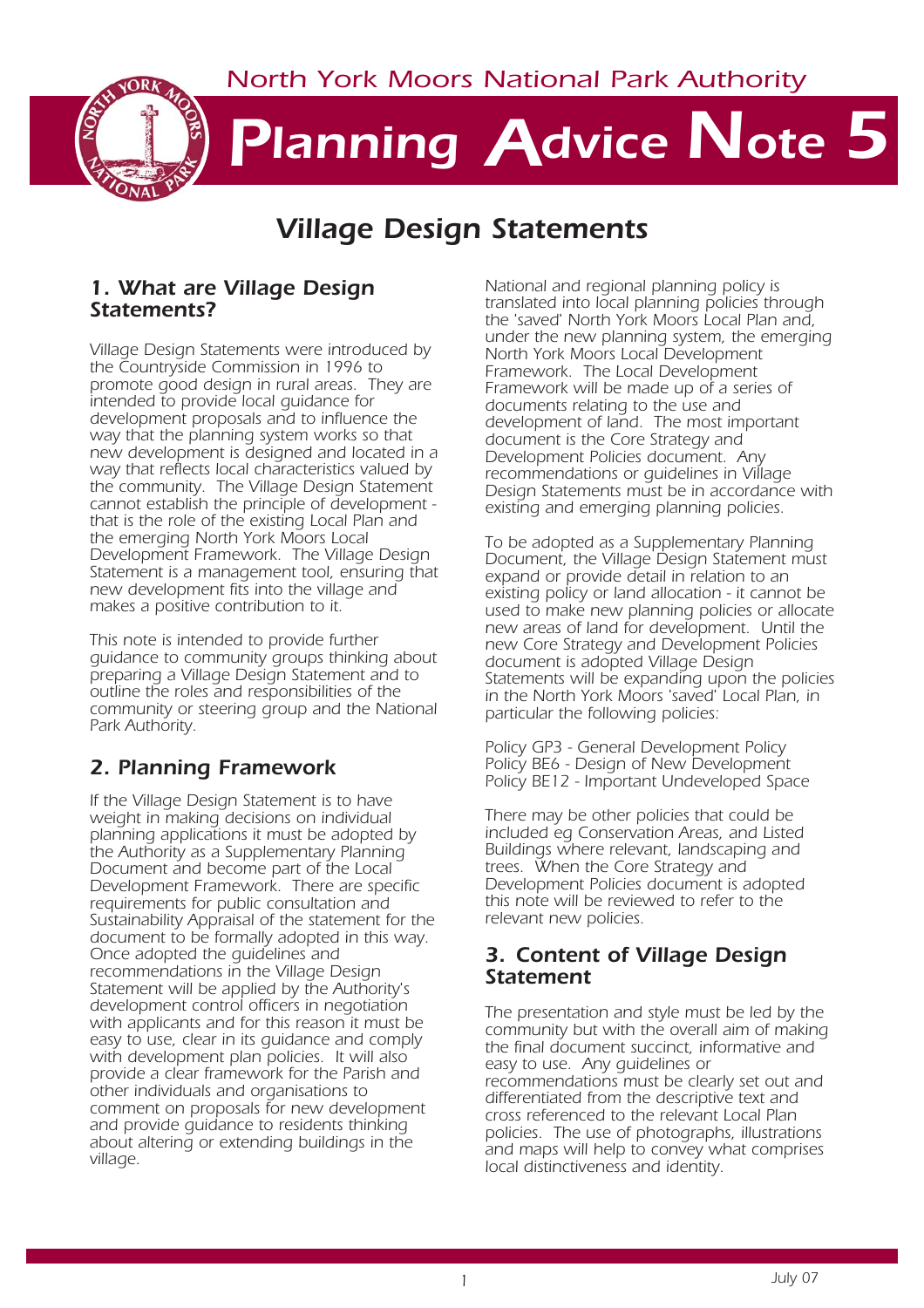North York Moors National Park Authority

# Planning Advice Note 5

## Village Design Statements

### 1. What are Village Design Statements?

Village Design Statements were introduced by the Countryside Commission in 1996 to promote good design in rural areas. They are intended to provide local guidance for development proposals and to influence the way that the planning system works so that new development is designed and located in a way that reflects local characteristics valued by the community. The Village Design Statement cannot establish the principle of development - that is the role of the existing Local Plan and the emerging North York Moors Local Development Framework. The Village Design Statement is a management tool, ensuring that new development fits into the village and makes a positive contribution to it.

This note is intended to provide further guidance to community groups thinking about preparing a Village Design Statement and to outline the roles and responsibilities of the community or steering group and the National Park Authority.

### 2. Planning Framework

If the Village Design Statement is to have weight in making decisions on individual planning applications it must be adopted by the Authority as a Supplementary Planning Document and become part of the Local Development Framework. There are specific requirements for public consultation and Sustainability Appraisal of the statement for the document to be formally adopted in this way. Once adopted the guidelines and recommendations in the Village Design Statement will be applied by the Authority's development control officers in negotiation with applicants and for this reason it must be easy to use, clear in its guidance and comply with development plan policies. It will also provide a clear framework for the Parish and other individuals and organisations to comment on proposals for new development and provide guidance to residents thinking about altering or extending buildings in the village.

National and regional planning policy is translated into local planning policies through the 'saved' North York Moors Local Plan and, under the new planning system, the emerging North York Moors Local Development Framework. The Local Development Framework will be made up of a series of documents relating to the use and development of land. The most important document is the Core Strategy and Development Policies document. Any recommendations or guidelines in Village Design Statements must be in accordance with existing and emerging planning policies.

To be adopted as a Supplementary Planning Document, the Village Design Statement must expand or provide detail in relation to an existing policy or land allocation - it cannot be used to make new planning policies or allocate new areas of land for development. Until the new Core Strategy and Development Policies document is adopted Village Design Statements will be expanding upon the policies in the North York Moors 'saved' Local Plan, in particular the following policies:

Policy GP3 - General Development Policy
Policy BE6 - Design of New Development
Policy BE12 - Important Undeveloped Space

There may be other policies that could be included eg Conservation Areas, and Listed Buildings where relevant, landscaping and trees. When the Core Strategy and Development Policies document is adopted this note will be reviewed to refer to the relevant new policies.

### 3. Content of Village Design Statement

The presentation and style must be led by the community but with the overall aim of making the final document succinct, informative and easy to use. Any guidelines or recommendations must be clearly set out and differentiated from the descriptive text and cross referenced to the relevant Local Plan policies. The use of photographs, illustrations and maps will help to convey what comprises local distinctiveness and identity.

July 07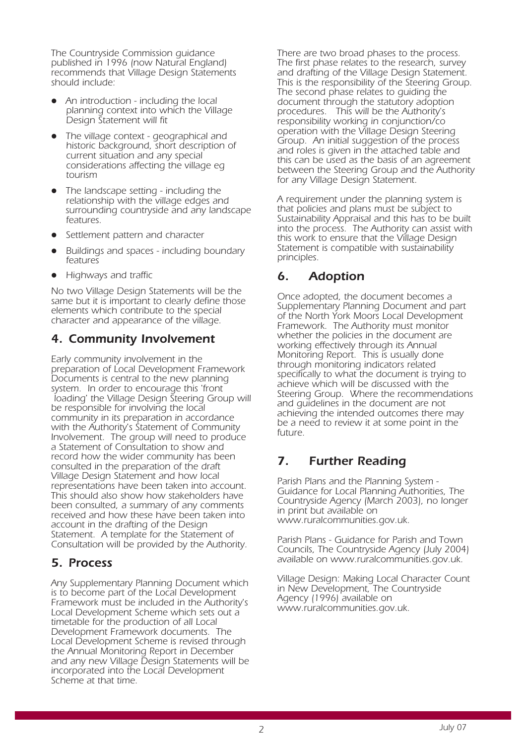The Countryside Commission guidance published in 1996 (now Natural England) recommends that Village Design Statements should include:

- An introduction - including the local planning context into which the Village Design Statement will fit
- The village context - geographical and historic background, short description of current situation and any special considerations affecting the village eg tourism
- The landscape setting - including the relationship with the village edges and surrounding countryside and any landscape features.
- Settlement pattern and character
- Buildings and spaces - including boundary features
- Highways and traffic

No two Village Design Statements will be the same but it is important to clearly define those elements which contribute to the special character and appearance of the village.

## 4. Community Involvement

Early community involvement in the preparation of Local Development Framework Documents is central to the new planning system. In order to encourage this 'front loading' the Village Design Steering Group will be responsible for involving the local community in its preparation in accordance with the Authority's Statement of Community Involvement. The group will need to produce a Statement of Consultation to show and record how the wider community has been consulted in the preparation of the draft Village Design Statement and how local representations have been taken into account. This should also show how stakeholders have been consulted, a summary of any comments received and how these have been taken into account in the drafting of the Design Statement. A template for the Statement of Consultation will be provided by the Authority.

## 5. Process

Any Supplementary Planning Document which is to become part of the Local Development Framework must be included in the Authority's Local Development Scheme which sets out a timetable for the production of all Local Development Framework documents. The Local Development Scheme is revised through the Annual Monitoring Report in December and any new Village Design Statements will be incorporated into the Local Development Scheme at that time.

There are two broad phases to the process. The first phase relates to the research, survey and drafting of the Village Design Statement. This is the responsibility of the Steering Group. The second phase relates to guiding the document through the statutory adoption procedures. This will be the Authority's responsibility working in conjunction/co operation with the Village Design Steering Group. An initial suggestion of the process and roles is given in the attached table and this can be used as the basis of an agreement between the Steering Group and the Authority for any Village Design Statement.

A requirement under the planning system is that policies and plans must be subject to Sustainability Appraisal and this has to be built into the process. The Authority can assist with this work to ensure that the Village Design Statement is compatible with sustainability principles.

## 6. Adoption

Once adopted, the document becomes a Supplementary Planning Document and part of the North York Moors Local Development Framework. The Authority must monitor whether the policies in the document are working effectively through its Annual Monitoring Report. This is usually done through monitoring indicators related specifically to what the document is trying to achieve which will be discussed with the Steering Group. Where the recommendations and guidelines in the document are not achieving the intended outcomes there may be a need to review it at some point in the future.

## 7. Further Reading

Parish Plans and the Planning System - Guidance for Local Planning Authorities, The Countryside Agency (March 2003), no longer in print but available on www.ruralcommunities.gov.uk.

Parish Plans - Guidance for Parish and Town Councils, The Countryside Agency (July 2004) available on www.ruralcommunities.gov.uk.

Village Design: Making Local Character Count in New Development, The Countryside Agency (1996) available on www.ruralcommunities.gov.uk.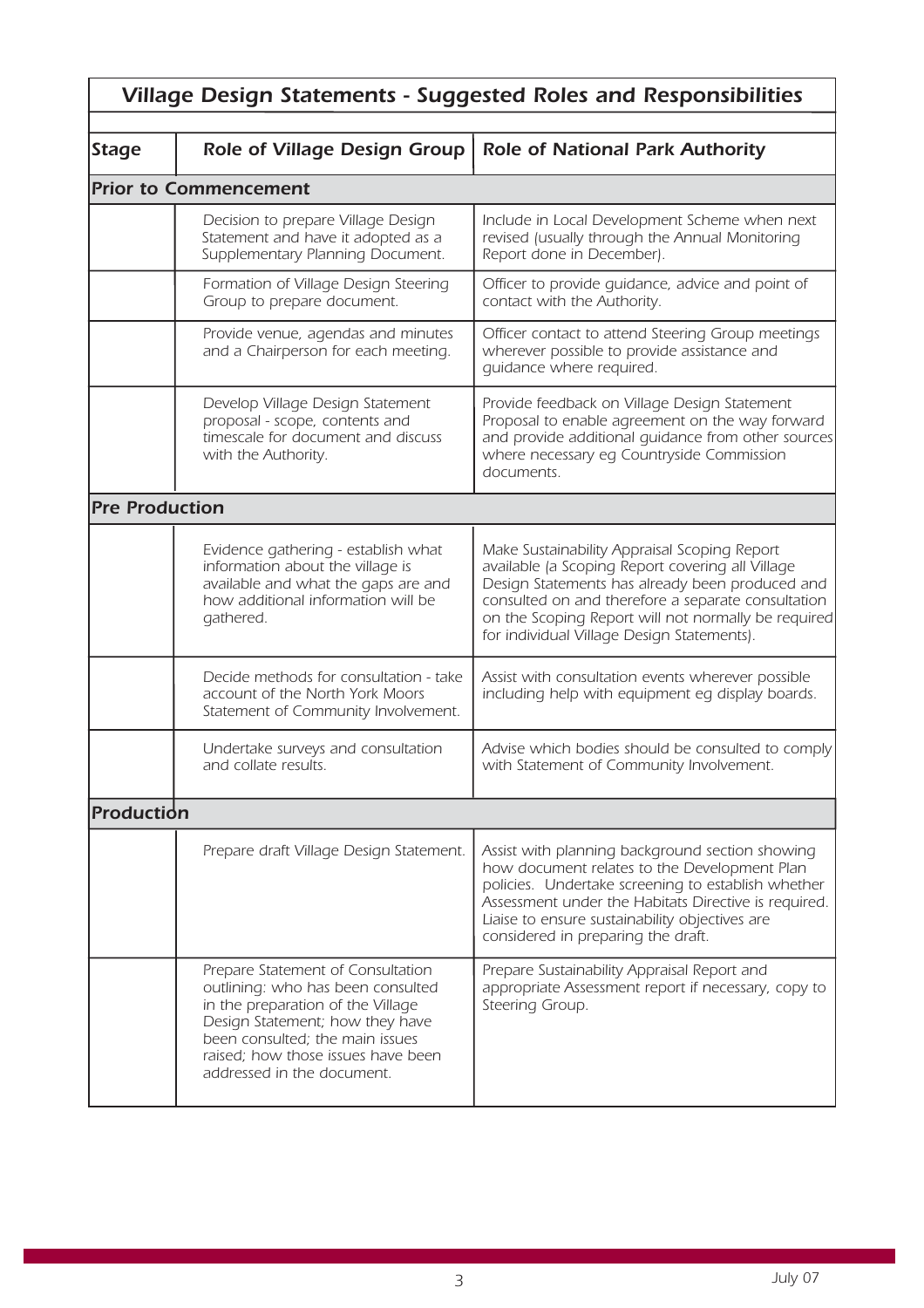## Village Design Statements - Suggested Roles and Responsibilities

| Stage | Role of Village Design Group | Role of National Park Authority |
|---|---|---|
| **Prior to Commencement** | | |
| | Decision to prepare Village Design Statement and have it adopted as a Supplementary Planning Document. | Include in Local Development Scheme when next revised (usually through the Annual Monitoring Report done in December). |
| | Formation of Village Design Steering Group to prepare document. | Officer to provide guidance, advice and point of contact with the Authority. |
| | Provide venue, agendas and minutes and a Chairperson for each meeting. | Officer contact to attend Steering Group meetings wherever possible to provide assistance and guidance where required. |
| | Develop Village Design Statement proposal - scope, contents and timescale for document and discuss with the Authority. | Provide feedback on Village Design Statement Proposal to enable agreement on the way forward and provide additional guidance from other sources where necessary eg Countryside Commission documents. |
| **Pre Production** | | |
| | Evidence gathering - establish what information about the village is available and what the gaps are and how additional information will be gathered. | Make Sustainability Appraisal Scoping Report available (a Scoping Report covering all Village Design Statements has already been produced and consulted on and therefore a separate consultation on the Scoping Report will not normally be required for individual Village Design Statements). |
| | Decide methods for consultation - take account of the North York Moors Statement of Community Involvement. | Assist with consultation events wherever possible including help with equipment eg display boards. |
| | Undertake surveys and consultation and collate results. | Advise which bodies should be consulted to comply with Statement of Community Involvement. |
| **Production** | | |
| | Prepare draft Village Design Statement. | Assist with planning background section showing how document relates to the Development Plan policies. Undertake screening to establish whether Assessment under the Habitats Directive is required. Liaise to ensure sustainability objectives are considered in preparing the draft. |
| | Prepare Statement of Consultation outlining: who has been consulted in the preparation of the Village Design Statement; how they have been consulted; the main issues raised; how those issues have been addressed in the document. | Prepare Sustainability Appraisal Report and appropriate Assessment report if necessary, copy to Steering Group. |

July 07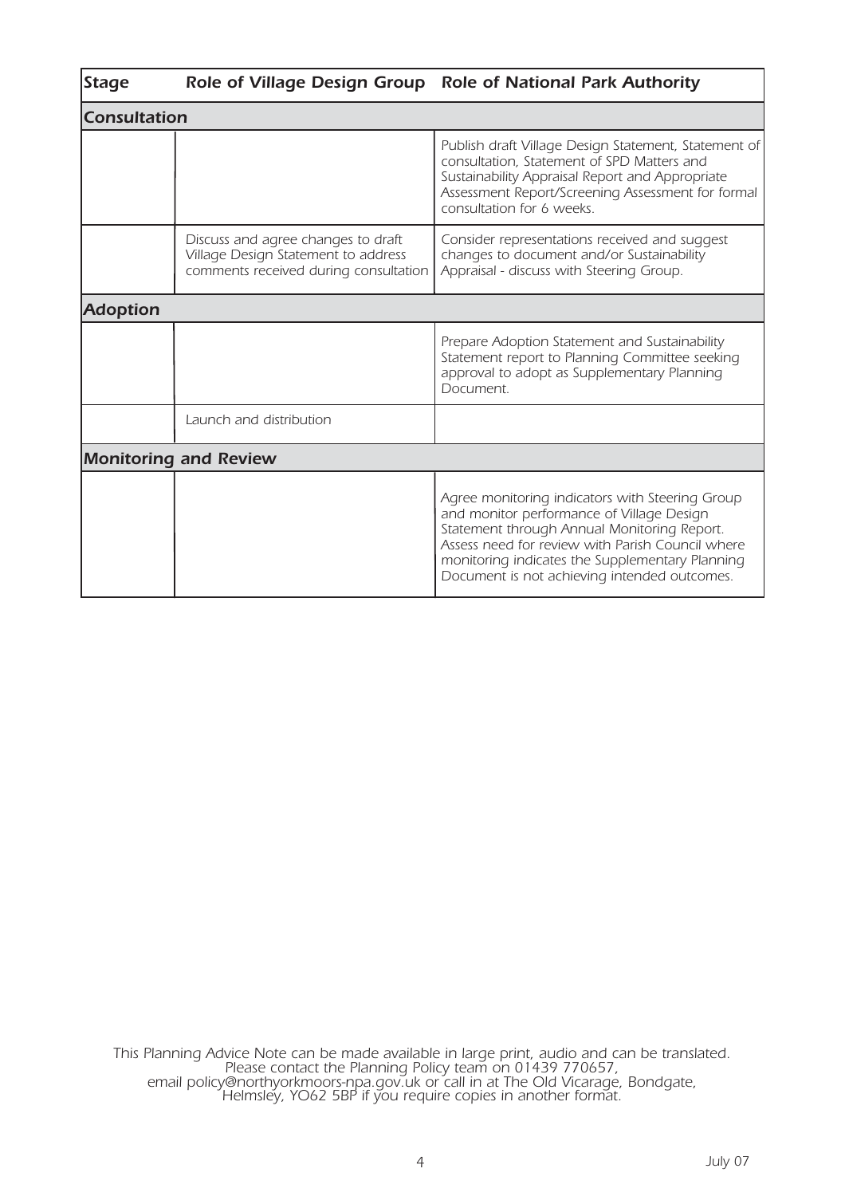| Stage | Role of Village Design Group | Role of National Park Authority |
|---|---|---|
| **Consultation** | | |
| | | Publish draft Village Design Statement, Statement of consultation, Statement of SPD Matters and Sustainability Appraisal Report and Appropriate Assessment Report/Screening Assessment for formal consultation for 6 weeks. |
| | Discuss and agree changes to draft Village Design Statement to address comments received during consultation | Consider representations received and suggest changes to document and/or Sustainability Appraisal - discuss with Steering Group. |
| **Adoption** | | |
| | | Prepare Adoption Statement and Sustainability Statement report to Planning Committee seeking approval to adopt as Supplementary Planning Document. |
| | Launch and distribution | |
| **Monitoring and Review** | | |
| | | Agree monitoring indicators with Steering Group and monitor performance of Village Design Statement through Annual Monitoring Report. Assess need for review with Parish Council where monitoring indicates the Supplementary Planning Document is not achieving intended outcomes. |

*This Planning Advice Note can be made available in large print, audio and can be translated. Please contact the Planning Policy team on 01439 770657, email policy@northyorkmoors-npa.gov.uk or call in at The Old Vicarage, Bondgate, Helmsley, YO62 5BP if you require copies in another format.*

July 07